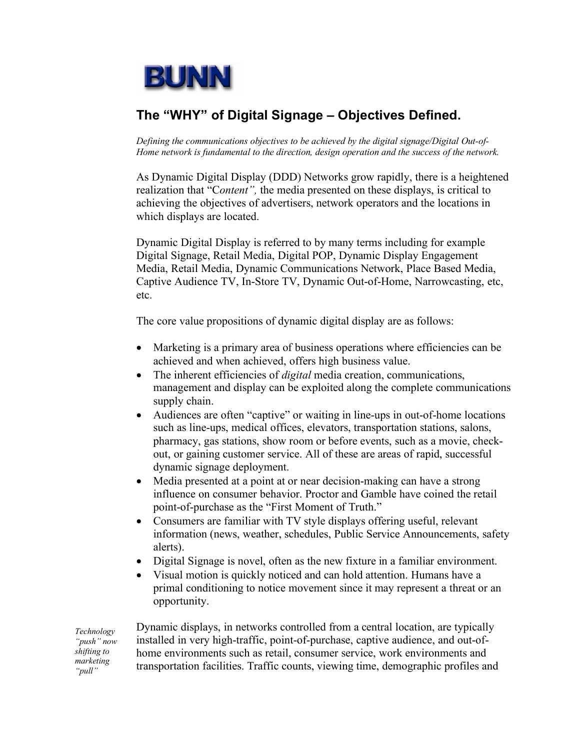BUNN

## The "WHY" of Digital Signage – Objectives Defined.

*Defining the communications objectives to be achieved by the digital signage/Digital Out-of-Home network is fundamental to the direction, design operation and the success of the network.*

As Dynamic Digital Display (DDD) Networks grow rapidly, there is a heightened realization that "C*ontent",* the media presented on these displays, is critical to achieving the objectives of advertisers, network operators and the locations in which displays are located.

Dynamic Digital Display is referred to by many terms including for example Digital Signage, Retail Media, Digital POP, Dynamic Display Engagement Media, Retail Media, Dynamic Communications Network, Place Based Media, Captive Audience TV, In-Store TV, Dynamic Out-of-Home, Narrowcasting, etc, etc.

The core value propositions of dynamic digital display are as follows:

- Marketing is a primary area of business operations where efficiencies can be achieved and when achieved, offers high business value.
- The inherent efficiencies of *digital* media creation, communications, management and display can be exploited along the complete communications supply chain.
- Audiences are often "captive" or waiting in line-ups in out-of-home locations such as line-ups, medical offices, elevators, transportation stations, salons, pharmacy, gas stations, show room or before events, such as a movie, check-out, or gaining customer service. All of these are areas of rapid, successful dynamic signage deployment.
- Media presented at a point at or near decision-making can have a strong influence on consumer behavior. Proctor and Gamble have coined the retail point-of-purchase as the "First Moment of Truth."
- Consumers are familiar with TV style displays offering useful, relevant information (news, weather, schedules, Public Service Announcements, safety alerts).
- Digital Signage is novel, often as the new fixture in a familiar environment.
- Visual motion is quickly noticed and can hold attention. Humans have a primal conditioning to notice movement since it may represent a threat or an opportunity.

*Technology "push" now shifting to marketing "pull"*

Dynamic displays, in networks controlled from a central location, are typically installed in very high-traffic, point-of-purchase, captive audience, and out-of-home environments such as retail, consumer service, work environments and transportation facilities. Traffic counts, viewing time, demographic profiles and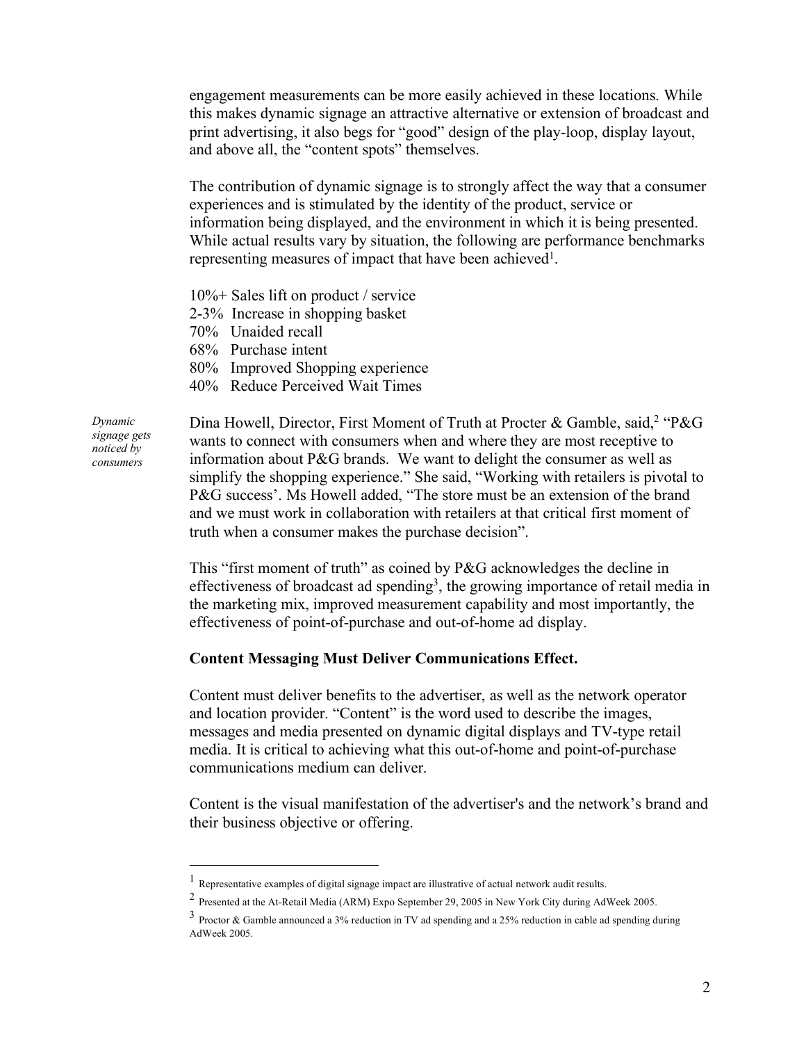engagement measurements can be more easily achieved in these locations. While this makes dynamic signage an attractive alternative or extension of broadcast and print advertising, it also begs for "good" design of the play-loop, display layout, and above all, the "content spots" themselves.

The contribution of dynamic signage is to strongly affect the way that a consumer experiences and is stimulated by the identity of the product, service or information being displayed, and the environment in which it is being presented. While actual results vary by situation, the following are performance benchmarks representing measures of impact that have been achieved[1].

10%+ Sales lift on product / service
2-3% Increase in shopping basket
70% Unaided recall
68% Purchase intent
80% Improved Shopping experience
40% Reduce Perceived Wait Times

*Dynamic signage gets noticed by consumers*

Dina Howell, Director, First Moment of Truth at Procter & Gamble, said,[2] "P&G wants to connect with consumers when and where they are most receptive to information about P&G brands. We want to delight the consumer as well as simplify the shopping experience." She said, "Working with retailers is pivotal to P&G success'. Ms Howell added, "The store must be an extension of the brand and we must work in collaboration with retailers at that critical first moment of truth when a consumer makes the purchase decision".

This "first moment of truth" as coined by P&G acknowledges the decline in effectiveness of broadcast ad spending[3], the growing importance of retail media in the marketing mix, improved measurement capability and most importantly, the effectiveness of point-of-purchase and out-of-home ad display.

**Content Messaging Must Deliver Communications Effect.**

Content must deliver benefits to the advertiser, as well as the network operator and location provider. "Content" is the word used to describe the images, messages and media presented on dynamic digital displays and TV-type retail media. It is critical to achieving what this out-of-home and point-of-purchase communications medium can deliver.

Content is the visual manifestation of the advertiser's and the network's brand and their business objective or offering.

---

[1] Representative examples of digital signage impact are illustrative of actual network audit results.

[2] Presented at the At-Retail Media (ARM) Expo September 29, 2005 in New York City during AdWeek 2005.

[3] Proctor & Gamble announced a 3% reduction in TV ad spending and a 25% reduction in cable ad spending during AdWeek 2005.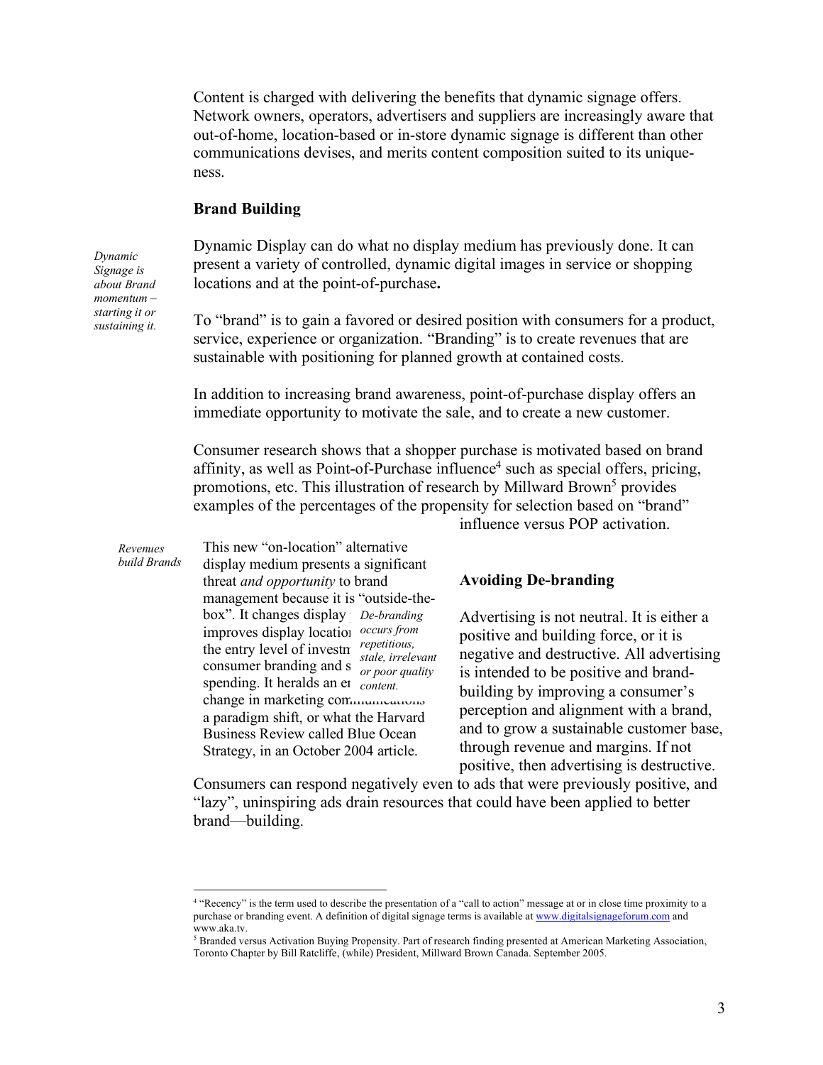Content is charged with delivering the benefits that dynamic signage offers. Network owners, operators, advertisers and suppliers are increasingly aware that out-of-home, location-based or in-store dynamic signage is different than other communications devises, and merits content composition suited to its uniqueness.

## Brand Building

*Dynamic Signage is about Brand momentum – starting it or sustaining it.*

Dynamic Display can do what no display medium has previously done. It can present a variety of controlled, dynamic digital images in service or shopping locations and at the point-of-purchase**.**

To "brand" is to gain a favored or desired position with consumers for a product, service, experience or organization. "Branding" is to create revenues that are sustainable with positioning for planned growth at contained costs.

In addition to increasing brand awareness, point-of-purchase display offers an immediate opportunity to motivate the sale, and to create a new customer.

Consumer research shows that a shopper purchase is motivated based on brand affinity, as well as Point-of-Purchase influence[4] such as special offers, pricing, promotions, etc. This illustration of research by Millward Brown[5] provides examples of the percentages of the propensity for selection based on "brand" influence versus POP activation.

*Revenues build Brands*

This new "on-location" alternative display medium presents a significant threat *and opportunity* to brand management because it is "outside-the-box". It changes display improves display location the entry level of investm consumer branding and s spending. It heralds an en change in marketing communications a paradigm shift, or what the Harvard Business Review called Blue Ocean Strategy, in an October 2004 article.

*De-branding occurs from repetitious, stale, irrelevant or poor quality content.*

## Avoiding De-branding

Advertising is not neutral. It is either a positive and building force, or it is negative and destructive. All advertising is intended to be positive and brand-building by improving a consumer's perception and alignment with a brand, and to grow a sustainable customer base, through revenue and margins. If not positive, then advertising is destructive.

Consumers can respond negatively even to ads that were previously positive, and "lazy", uninspiring ads drain resources that could have been applied to better brand—building.

---

[4] "Recency" is the term used to describe the presentation of a "call to action" message at or in close time proximity to a purchase or branding event. A definition of digital signage terms is available at www.digitalsignageforum.com and www.aka.tv.

[5] Branded versus Activation Buying Propensity. Part of research finding presented at American Marketing Association, Toronto Chapter by Bill Ratcliffe, (while) President, Millward Brown Canada. September 2005.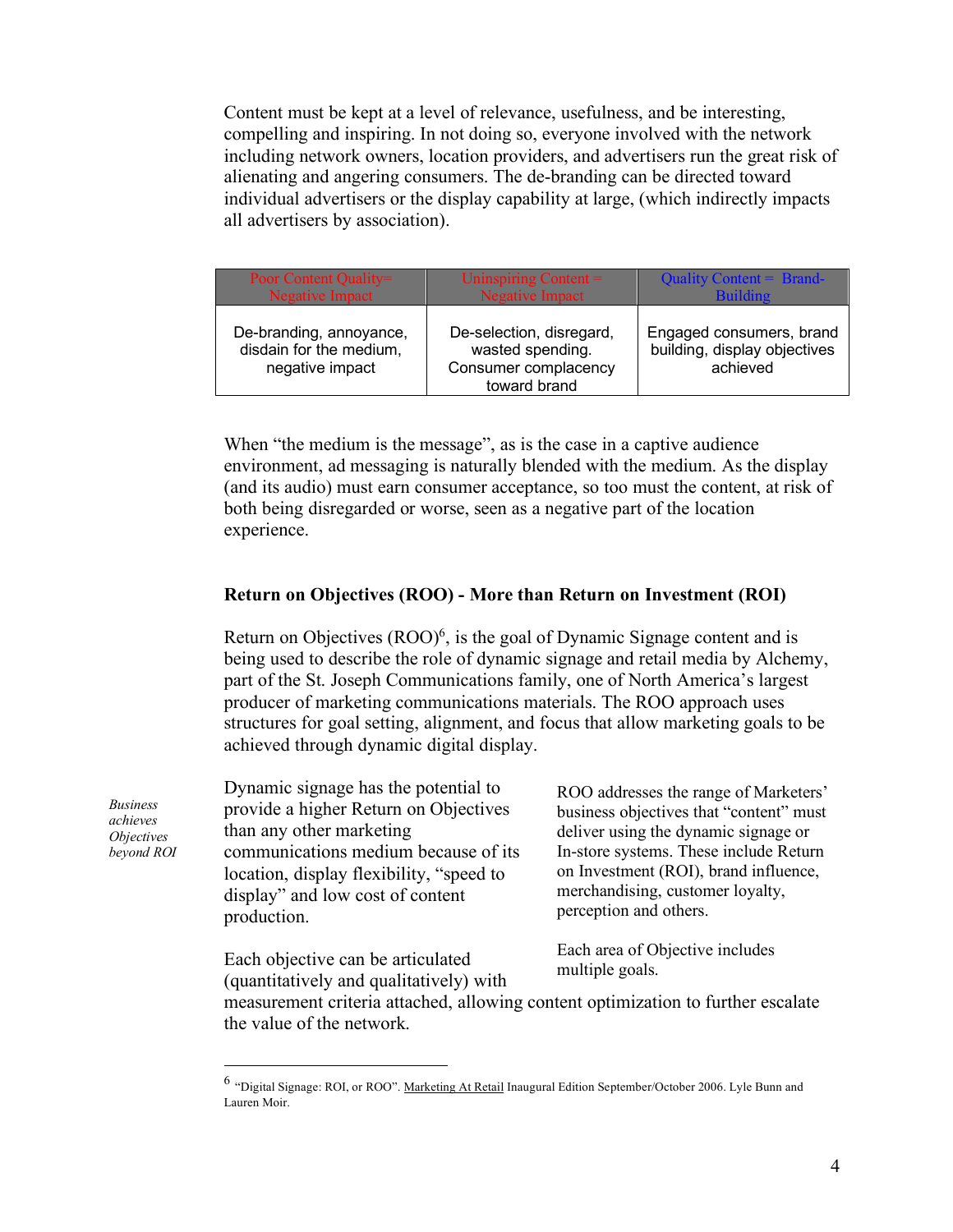Content must be kept at a level of relevance, usefulness, and be interesting, compelling and inspiring. In not doing so, everyone involved with the network including network owners, location providers, and advertisers run the great risk of alienating and angering consumers. The de-branding can be directed toward individual advertisers or the display capability at large, (which indirectly impacts all advertisers by association).

| Poor Content Quality= Negative Impact | Uninspiring Content = Negative Impact | Quality Content = Brand-Building |
| --- | --- | --- |
| De-branding, annoyance, disdain for the medium, negative impact | De-selection, disregard, wasted spending. Consumer complacency toward brand | Engaged consumers, brand building, display objectives achieved |

When "the medium is the message", as is the case in a captive audience environment, ad messaging is naturally blended with the medium. As the display (and its audio) must earn consumer acceptance, so too must the content, at risk of both being disregarded or worse, seen as a negative part of the location experience.

## Return on Objectives (ROO) - More than Return on Investment (ROI)

Return on Objectives (ROO)[6], is the goal of Dynamic Signage content and is being used to describe the role of dynamic signage and retail media by Alchemy, part of the St. Joseph Communications family, one of North America's largest producer of marketing communications materials. The ROO approach uses structures for goal setting, alignment, and focus that allow marketing goals to be achieved through dynamic digital display.

*Business achieves Objectives beyond ROI*

Dynamic signage has the potential to provide a higher Return on Objectives than any other marketing communications medium because of its location, display flexibility, "speed to display" and low cost of content production.

ROO addresses the range of Marketers' business objectives that "content" must deliver using the dynamic signage or In-store systems. These include Return on Investment (ROI), brand influence, merchandising, customer loyalty, perception and others.

Each area of Objective includes multiple goals.

Each objective can be articulated (quantitatively and qualitatively) with measurement criteria attached, allowing content optimization to further escalate the value of the network.

---

[6] "Digital Signage: ROI, or ROO". Marketing At Retail Inaugural Edition September/October 2006. Lyle Bunn and Lauren Moir.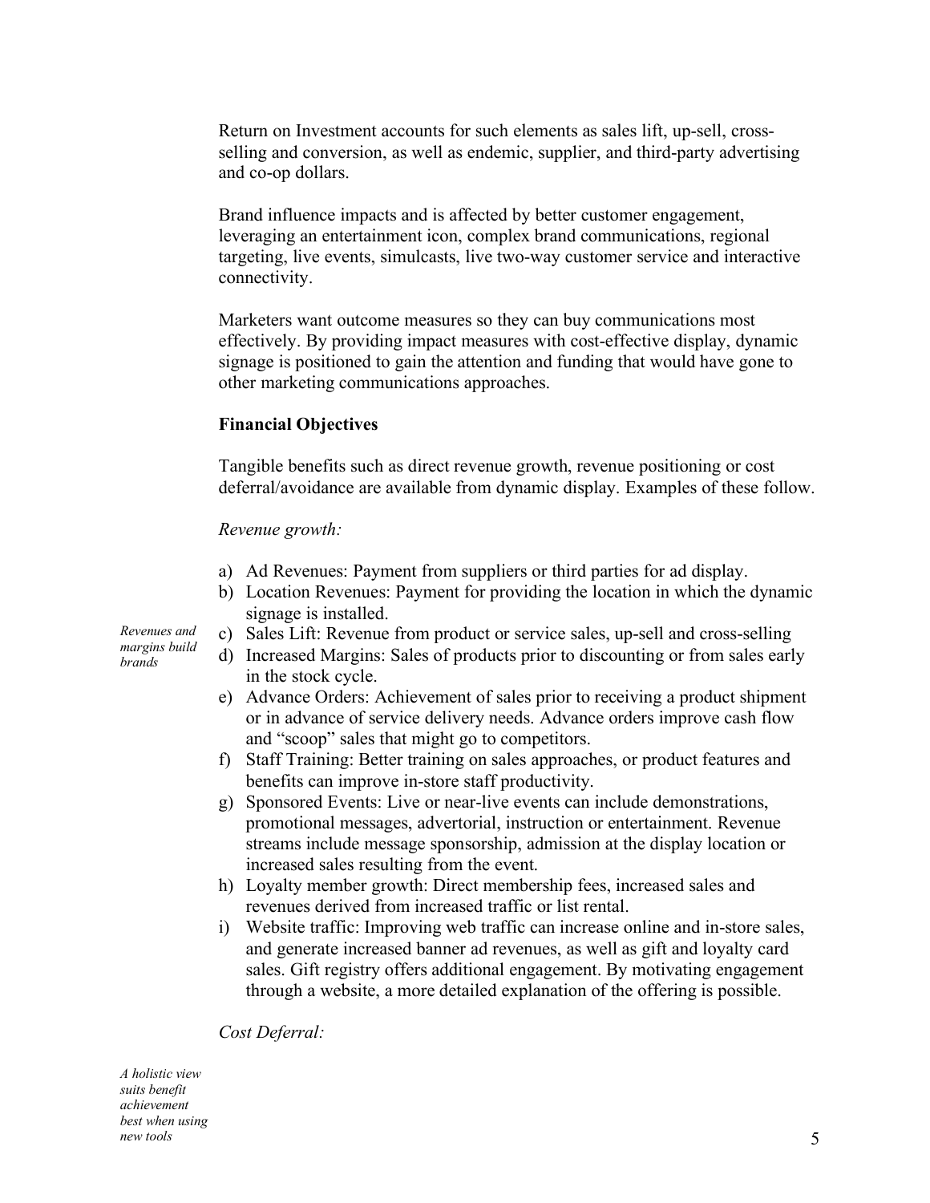Return on Investment accounts for such elements as sales lift, up-sell, cross-selling and conversion, as well as endemic, supplier, and third-party advertising and co-op dollars.

Brand influence impacts and is affected by better customer engagement, leveraging an entertainment icon, complex brand communications, regional targeting, live events, simulcasts, live two-way customer service and interactive connectivity.

Marketers want outcome measures so they can buy communications most effectively. By providing impact measures with cost-effective display, dynamic signage is positioned to gain the attention and funding that would have gone to other marketing communications approaches.

**Financial Objectives**

Tangible benefits such as direct revenue growth, revenue positioning or cost deferral/avoidance are available from dynamic display. Examples of these follow.

*Revenue growth:*

*Revenues and margins build brands*

a) Ad Revenues: Payment from suppliers or third parties for ad display.
b) Location Revenues: Payment for providing the location in which the dynamic signage is installed.
c) Sales Lift: Revenue from product or service sales, up-sell and cross-selling
d) Increased Margins: Sales of products prior to discounting or from sales early in the stock cycle.
e) Advance Orders: Achievement of sales prior to receiving a product shipment or in advance of service delivery needs. Advance orders improve cash flow and "scoop" sales that might go to competitors.
f) Staff Training: Better training on sales approaches, or product features and benefits can improve in-store staff productivity.
g) Sponsored Events: Live or near-live events can include demonstrations, promotional messages, advertorial, instruction or entertainment. Revenue streams include message sponsorship, admission at the display location or increased sales resulting from the event.
h) Loyalty member growth: Direct membership fees, increased sales and revenues derived from increased traffic or list rental.
i) Website traffic: Improving web traffic can increase online and in-store sales, and generate increased banner ad revenues, as well as gift and loyalty card sales. Gift registry offers additional engagement. By motivating engagement through a website, a more detailed explanation of the offering is possible.

*Cost Deferral:*

*A holistic view suits benefit achievement best when using new tools*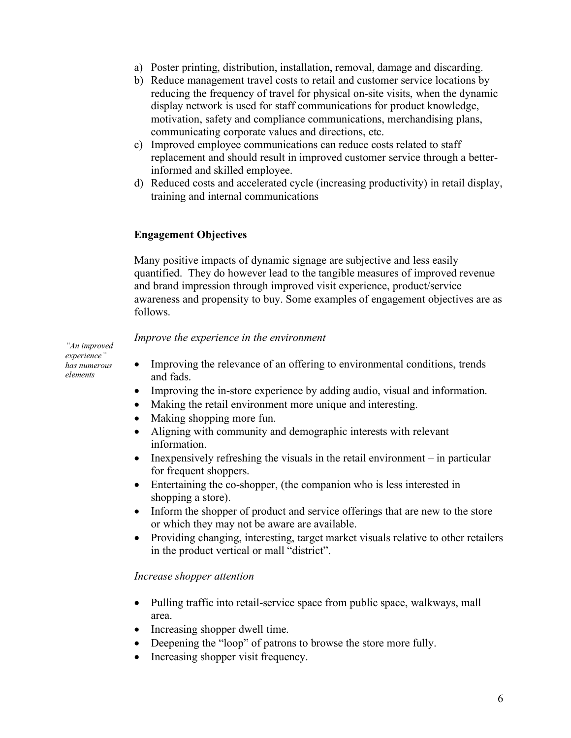a) Poster printing, distribution, installation, removal, damage and discarding.
b) Reduce management travel costs to retail and customer service locations by reducing the frequency of travel for physical on-site visits, when the dynamic display network is used for staff communications for product knowledge, motivation, safety and compliance communications, merchandising plans, communicating corporate values and directions, etc.
c) Improved employee communications can reduce costs related to staff replacement and should result in improved customer service through a better-informed and skilled employee.
d) Reduced costs and accelerated cycle (increasing productivity) in retail display, training and internal communications

**Engagement Objectives**

Many positive impacts of dynamic signage are subjective and less easily quantified. They do however lead to the tangible measures of improved revenue and brand impression through improved visit experience, product/service awareness and propensity to buy. Some examples of engagement objectives are as follows.

*Improve the experience in the environment*

*"An improved experience" has numerous elements*

- Improving the relevance of an offering to environmental conditions, trends and fads.
- Improving the in-store experience by adding audio, visual and information.
- Making the retail environment more unique and interesting.
- Making shopping more fun.
- Aligning with community and demographic interests with relevant information.
- Inexpensively refreshing the visuals in the retail environment – in particular for frequent shoppers.
- Entertaining the co-shopper, (the companion who is less interested in shopping a store).
- Inform the shopper of product and service offerings that are new to the store or which they may not be aware are available.
- Providing changing, interesting, target market visuals relative to other retailers in the product vertical or mall "district".

*Increase shopper attention*

- Pulling traffic into retail-service space from public space, walkways, mall area.
- Increasing shopper dwell time.
- Deepening the "loop" of patrons to browse the store more fully.
- Increasing shopper visit frequency.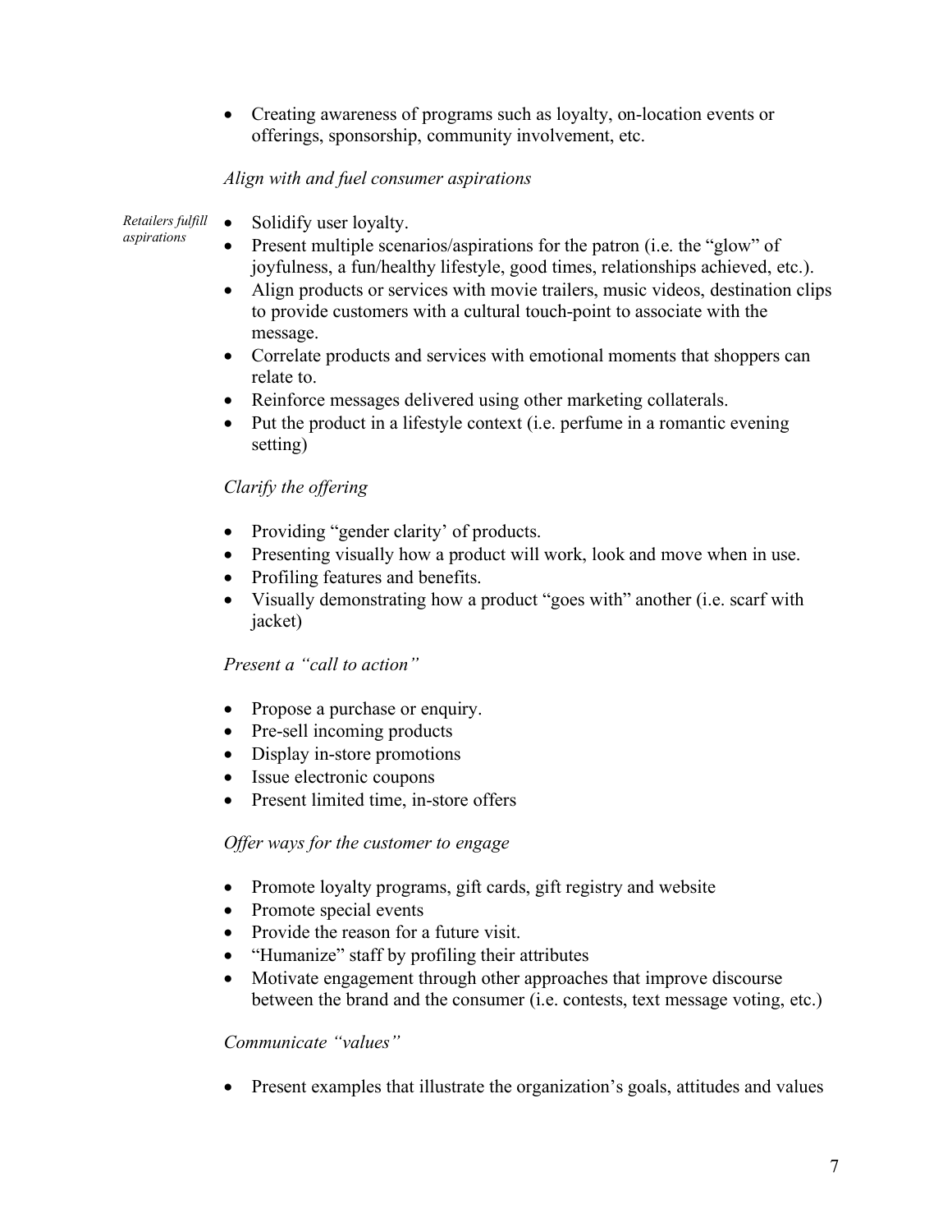- Creating awareness of programs such as loyalty, on-location events or offerings, sponsorship, community involvement, etc.

*Align with and fuel consumer aspirations*

*Retailers fulfill aspirations*

- Solidify user loyalty.
- Present multiple scenarios/aspirations for the patron (i.e. the "glow" of joyfulness, a fun/healthy lifestyle, good times, relationships achieved, etc.).
- Align products or services with movie trailers, music videos, destination clips to provide customers with a cultural touch-point to associate with the message.
- Correlate products and services with emotional moments that shoppers can relate to.
- Reinforce messages delivered using other marketing collaterals.
- Put the product in a lifestyle context (i.e. perfume in a romantic evening setting)

*Clarify the offering*

- Providing "gender clarity' of products.
- Presenting visually how a product will work, look and move when in use.
- Profiling features and benefits.
- Visually demonstrating how a product "goes with" another (i.e. scarf with jacket)

*Present a "call to action"*

- Propose a purchase or enquiry.
- Pre-sell incoming products
- Display in-store promotions
- Issue electronic coupons
- Present limited time, in-store offers

*Offer ways for the customer to engage*

- Promote loyalty programs, gift cards, gift registry and website
- Promote special events
- Provide the reason for a future visit.
- "Humanize" staff by profiling their attributes
- Motivate engagement through other approaches that improve discourse between the brand and the consumer (i.e. contests, text message voting, etc.)

*Communicate "values"*

- Present examples that illustrate the organization's goals, attitudes and values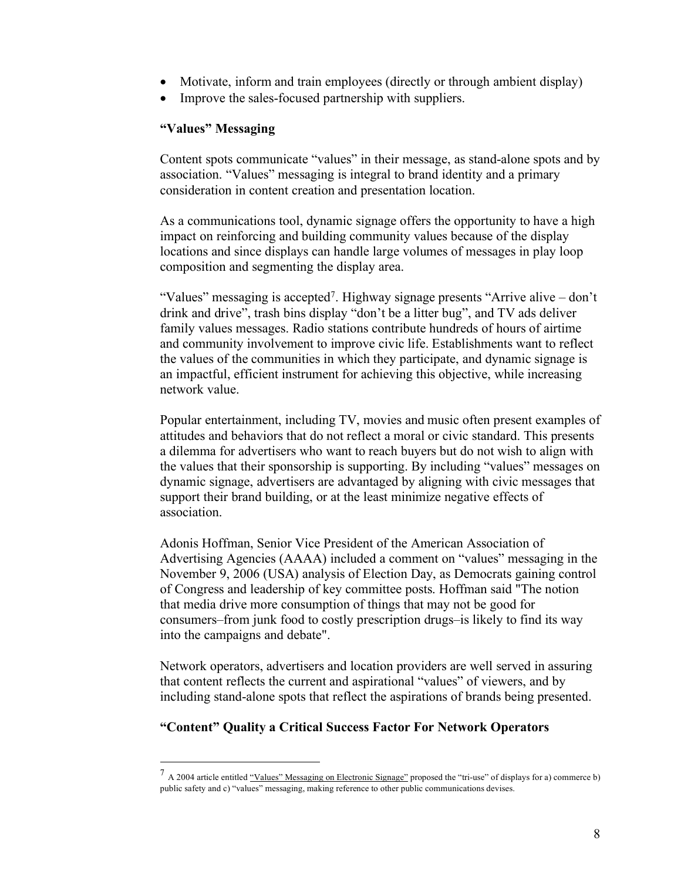- Motivate, inform and train employees (directly or through ambient display)
- Improve the sales-focused partnership with suppliers.

**“Values” Messaging**

Content spots communicate “values” in their message, as stand-alone spots and by association. “Values” messaging is integral to brand identity and a primary consideration in content creation and presentation location.

As a communications tool, dynamic signage offers the opportunity to have a high impact on reinforcing and building community values because of the display locations and since displays can handle large volumes of messages in play loop composition and segmenting the display area.

“Values” messaging is accepted[7]. Highway signage presents “Arrive alive – don’t drink and drive”, trash bins display “don’t be a litter bug”, and TV ads deliver family values messages. Radio stations contribute hundreds of hours of airtime and community involvement to improve civic life. Establishments want to reflect the values of the communities in which they participate, and dynamic signage is an impactful, efficient instrument for achieving this objective, while increasing network value.

Popular entertainment, including TV, movies and music often present examples of attitudes and behaviors that do not reflect a moral or civic standard. This presents a dilemma for advertisers who want to reach buyers but do not wish to align with the values that their sponsorship is supporting. By including “values” messages on dynamic signage, advertisers are advantaged by aligning with civic messages that support their brand building, or at the least minimize negative effects of association.

Adonis Hoffman, Senior Vice President of the American Association of Advertising Agencies (AAAA) included a comment on “values” messaging in the November 9, 2006 (USA) analysis of Election Day, as Democrats gaining control of Congress and leadership of key committee posts. Hoffman said "The notion that media drive more consumption of things that may not be good for consumers–from junk food to costly prescription drugs–is likely to find its way into the campaigns and debate".

Network operators, advertisers and location providers are well served in assuring that content reflects the current and aspirational “values” of viewers, and by including stand-alone spots that reflect the aspirations of brands being presented.

**“Content” Quality a Critical Success Factor For Network Operators**

---

[7] A 2004 article entitled “Values” Messaging on Electronic Signage” proposed the “tri-use” of displays for a) commerce b) public safety and c) “values” messaging, making reference to other public communications devises.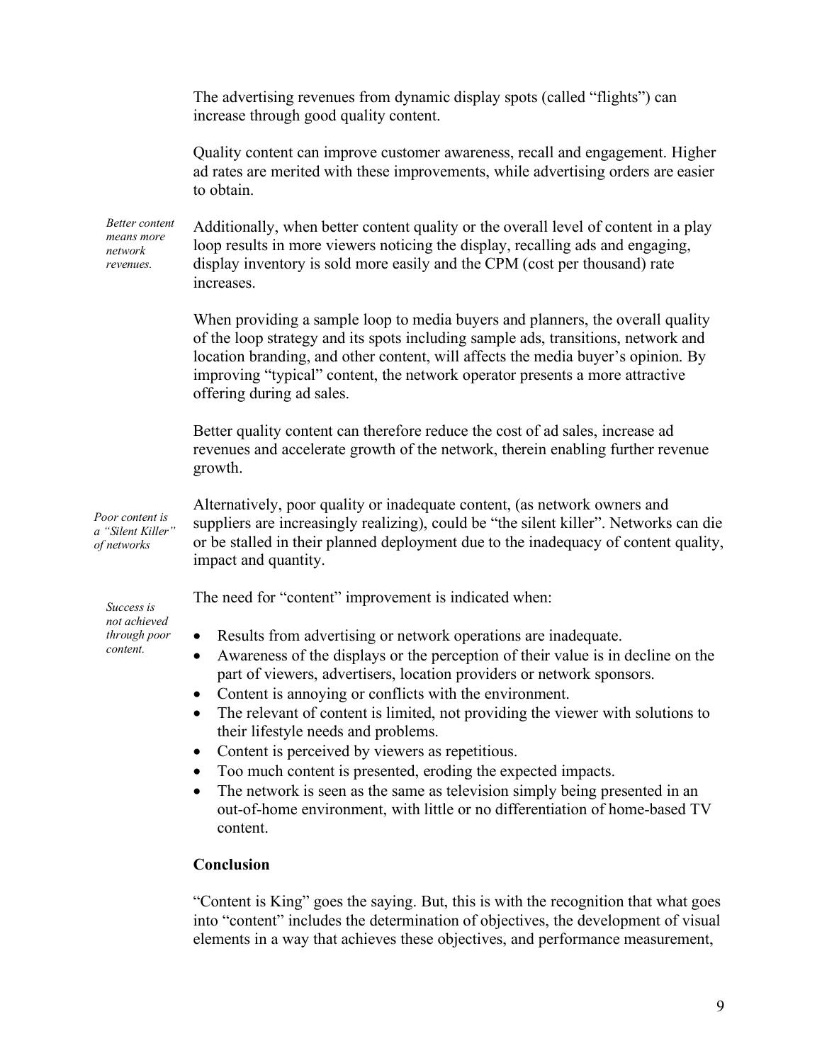The advertising revenues from dynamic display spots (called "flights") can increase through good quality content.

Quality content can improve customer awareness, recall and engagement. Higher ad rates are merited with these improvements, while advertising orders are easier to obtain.

*Better content means more network revenues.*

Additionally, when better content quality or the overall level of content in a play loop results in more viewers noticing the display, recalling ads and engaging, display inventory is sold more easily and the CPM (cost per thousand) rate increases.

When providing a sample loop to media buyers and planners, the overall quality of the loop strategy and its spots including sample ads, transitions, network and location branding, and other content, will affects the media buyer's opinion. By improving "typical" content, the network operator presents a more attractive offering during ad sales.

Better quality content can therefore reduce the cost of ad sales, increase ad revenues and accelerate growth of the network, therein enabling further revenue growth.

*Poor content is a "Silent Killer" of networks*

Alternatively, poor quality or inadequate content, (as network owners and suppliers are increasingly realizing), could be "the silent killer". Networks can die or be stalled in their planned deployment due to the inadequacy of content quality, impact and quantity.

*Success is not achieved through poor content.*

The need for "content" improvement is indicated when:

- Results from advertising or network operations are inadequate.
- Awareness of the displays or the perception of their value is in decline on the part of viewers, advertisers, location providers or network sponsors.
- Content is annoying or conflicts with the environment.
- The relevant of content is limited, not providing the viewer with solutions to their lifestyle needs and problems.
- Content is perceived by viewers as repetitious.
- Too much content is presented, eroding the expected impacts.
- The network is seen as the same as television simply being presented in an out-of-home environment, with little or no differentiation of home-based TV content.

**Conclusion**

"Content is King" goes the saying. But, this is with the recognition that what goes into "content" includes the determination of objectives, the development of visual elements in a way that achieves these objectives, and performance measurement,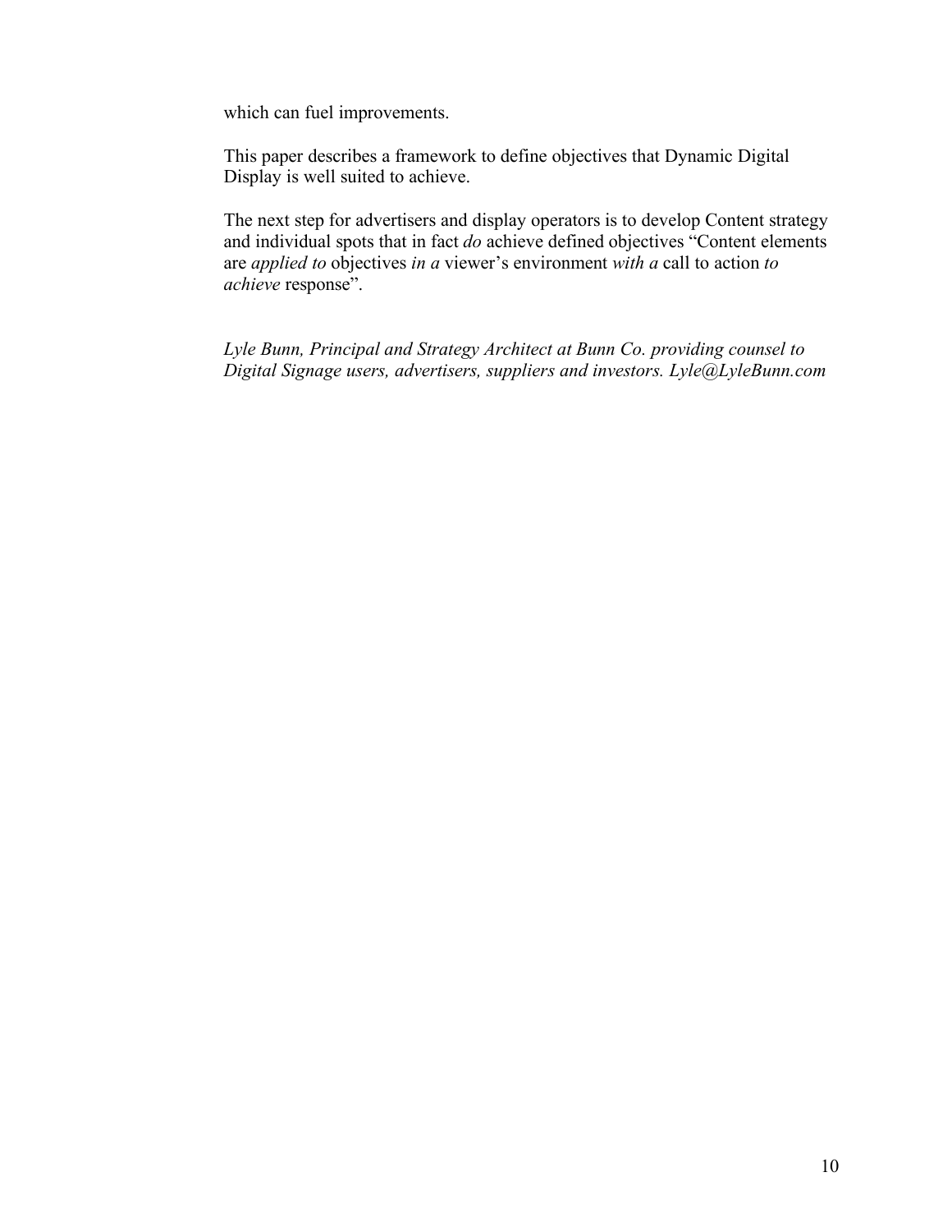which can fuel improvements.

This paper describes a framework to define objectives that Dynamic Digital Display is well suited to achieve.

The next step for advertisers and display operators is to develop Content strategy and individual spots that in fact *do* achieve defined objectives "Content elements are *applied to* objectives *in a* viewer's environment *with a* call to action *to achieve* response".

*Lyle Bunn, Principal and Strategy Architect at Bunn Co. providing counsel to Digital Signage users, advertisers, suppliers and investors. Lyle@LyleBunn.com*